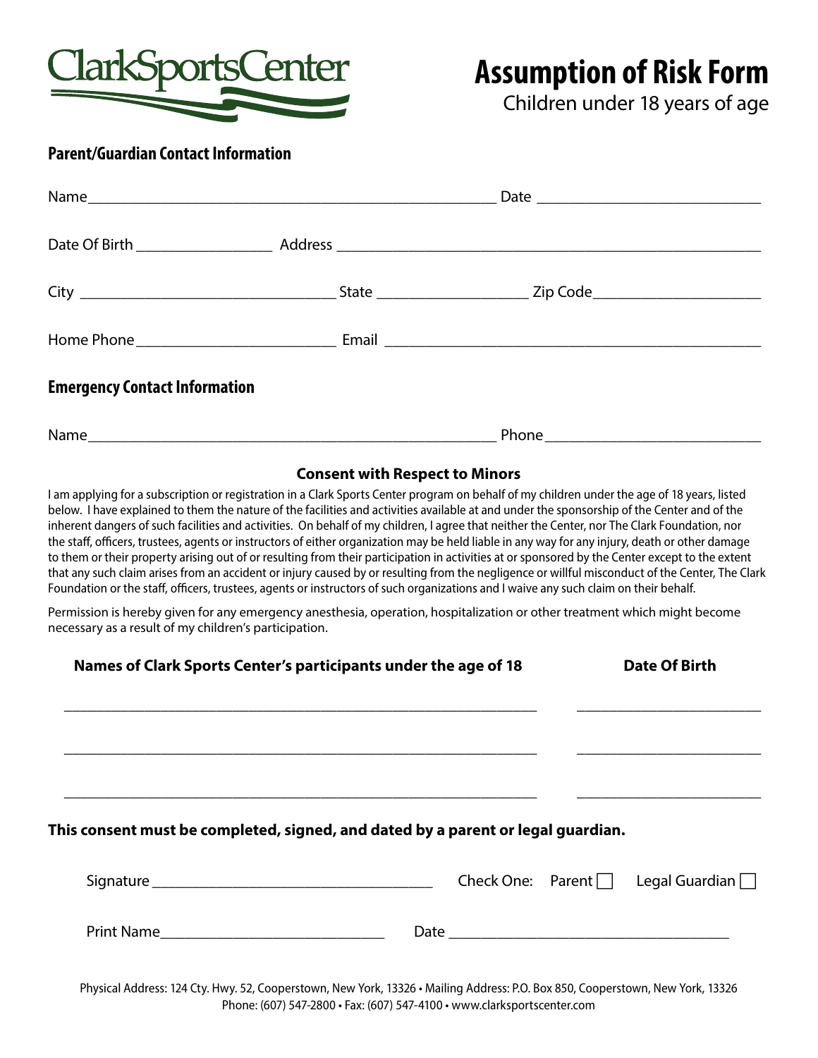ClarkSportsCenter

# Assumption of Risk Form

Children under 18 years of age

## Parent/Guardian Contact Information

Name_______________________________________________ Date ________________________

Date Of Birth ______________ Address ______________________________________________

City ____________________________ State ________________ Zip Code__________________

Home Phone______________________ Email ________________________________________

## Emergency Contact Information

Name_______________________________________________ Phone ________________________

### Consent with Respect to Minors

I am applying for a subscription or registration in a Clark Sports Center program on behalf of my children under the age of 18 years, listed below. I have explained to them the nature of the facilities and activities available at and under the sponsorship of the Center and of the inherent dangers of such facilities and activities. On behalf of my children, I agree that neither the Center, nor The Clark Foundation, nor the staff, officers, trustees, agents or instructors of either organization may be held liable in any way for any injury, death or other damage to them or their property arising out of or resulting from their participation in activities at or sponsored by the Center except to the extent that any such claim arises from an accident or injury caused by or resulting from the negligence or willful misconduct of the Center, The Clark Foundation or the staff, officers, trustees, agents or instructors of such organizations and I waive any such claim on their behalf.

Permission is hereby given for any emergency anesthesia, operation, hospitalization or other treatment which might become necessary as a result of my children's participation.

| Names of Clark Sports Center's participants under the age of 18 | Date Of Birth |
|---|---|
| | |
| | |
| | |

**This consent must be completed, signed, and dated by a parent or legal guardian.**

Signature ______________________________ Check One: Parent ☐ Legal Guardian ☐

Print Name________________________ Date ______________________________

Physical Address: 124 Cty. Hwy. 52, Cooperstown, New York, 13326 • Mailing Address: P.O. Box 850, Cooperstown, New York, 13326
Phone: (607) 547-2800 • Fax: (607) 547-4100 • www.clarksportscenter.com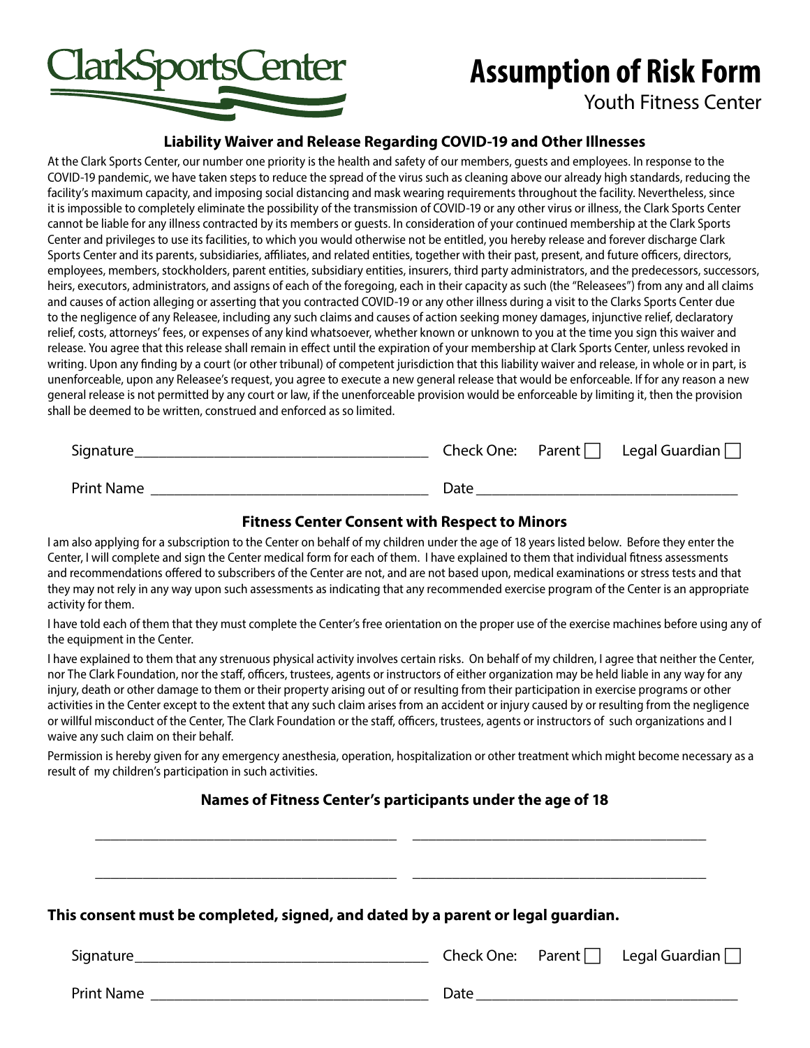ClarkSportsCenter

# Assumption of Risk Form

Youth Fitness Center

## Liability Waiver and Release Regarding COVID-19 and Other Illnesses

At the Clark Sports Center, our number one priority is the health and safety of our members, guests and employees. In response to the COVID-19 pandemic, we have taken steps to reduce the spread of the virus such as cleaning above our already high standards, reducing the facility's maximum capacity, and imposing social distancing and mask wearing requirements throughout the facility. Nevertheless, since it is impossible to completely eliminate the possibility of the transmission of COVID-19 or any other virus or illness, the Clark Sports Center cannot be liable for any illness contracted by its members or guests. In consideration of your continued membership at the Clark Sports Center and privileges to use its facilities, to which you would otherwise not be entitled, you hereby release and forever discharge Clark Sports Center and its parents, subsidiaries, affiliates, and related entities, together with their past, present, and future officers, directors, employees, members, stockholders, parent entities, subsidiary entities, insurers, third party administrators, and the predecessors, successors, heirs, executors, administrators, and assigns of each of the foregoing, each in their capacity as such (the "Releasees") from any and all claims and causes of action alleging or asserting that you contracted COVID-19 or any other illness during a visit to the Clarks Sports Center due to the negligence of any Releasee, including any such claims and causes of action seeking money damages, injunctive relief, declaratory relief, costs, attorneys' fees, or expenses of any kind whatsoever, whether known or unknown to you at the time you sign this waiver and release. You agree that this release shall remain in effect until the expiration of your membership at Clark Sports Center, unless revoked in writing. Upon any finding by a court (or other tribunal) of competent jurisdiction that this liability waiver and release, in whole or in part, is unenforceable, upon any Releasee's request, you agree to execute a new general release that would be enforceable. If for any reason a new general release is not permitted by any court or law, if the unenforceable provision would be enforceable by limiting it, then the provision shall be deemed to be written, construed and enforced as so limited.

Signature_______________________________ Check One: Parent ☐ Legal Guardian ☐

Print Name _____________________________ Date _____________________________

## Fitness Center Consent with Respect to Minors

I am also applying for a subscription to the Center on behalf of my children under the age of 18 years listed below. Before they enter the Center, I will complete and sign the Center medical form for each of them. I have explained to them that individual fitness assessments and recommendations offered to subscribers of the Center are not, and are not based upon, medical examinations or stress tests and that they may not rely in any way upon such assessments as indicating that any recommended exercise program of the Center is an appropriate activity for them.

I have told each of them that they must complete the Center's free orientation on the proper use of the exercise machines before using any of the equipment in the Center.

I have explained to them that any strenuous physical activity involves certain risks. On behalf of my children, I agree that neither the Center, nor The Clark Foundation, nor the staff, officers, trustees, agents or instructors of either organization may be held liable in any way for any injury, death or other damage to them or their property arising out of or resulting from their participation in exercise programs or other activities in the Center except to the extent that any such claim arises from an accident or injury caused by or resulting from the negligence or willful misconduct of the Center, The Clark Foundation or the staff, officers, trustees, agents or instructors of such organizations and I waive any such claim on their behalf.

Permission is hereby given for any emergency anesthesia, operation, hospitalization or other treatment which might become necessary as a result of my children's participation in such activities.

### Names of Fitness Center's participants under the age of 18

_____________________________ _____________________________

_____________________________ _____________________________

**This consent must be completed, signed, and dated by a parent or legal guardian.**

Signature_______________________________ Check One: Parent ☐ Legal Guardian ☐

Print Name _____________________________ Date _____________________________